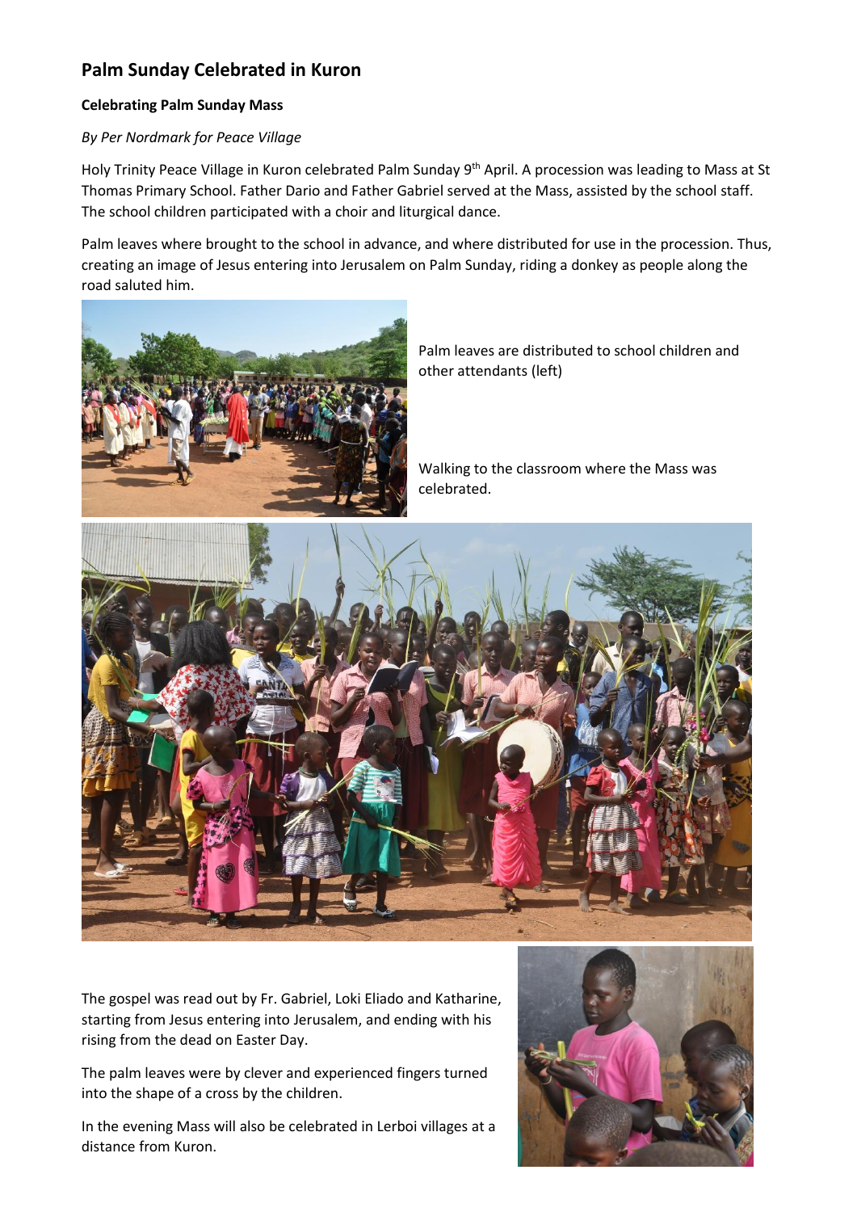## Palm Sunday Celebrated in Kuron

### Celebrating Palm Sunday Mass

*By Per Nordmark for Peace Village*

Holy Trinity Peace Village in Kuron celebrated Palm Sunday 9th April. A procession was leading to Mass at St Thomas Primary School. Father Dario and Father Gabriel served at the Mass, assisted by the school staff. The school children participated with a choir and liturgical dance.

Palm leaves where brought to the school in advance, and where distributed for use in the procession. Thus, creating an image of Jesus entering into Jerusalem on Palm Sunday, riding a donkey as people along the road saluted him.

Palm leaves are distributed to school children and other attendants (left)

Walking to the classroom where the Mass was celebrated.

The gospel was read out by Fr. Gabriel, Loki Eliado and Katharine, starting from Jesus entering into Jerusalem, and ending with his rising from the dead on Easter Day.

The palm leaves were by clever and experienced fingers turned into the shape of a cross by the children.

In the evening Mass will also be celebrated in Lerboi villages at a distance from Kuron.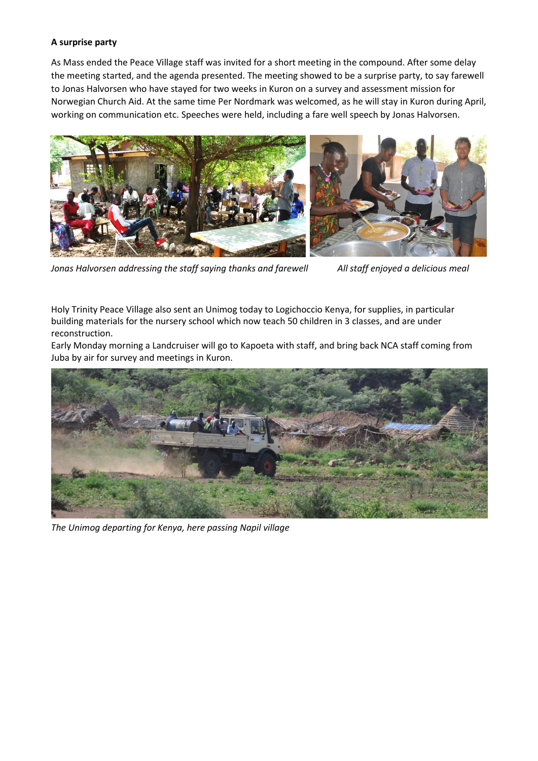**A surprise party**

As Mass ended the Peace Village staff was invited for a short meeting in the compound. After some delay the meeting started, and the agenda presented. The meeting showed to be a surprise party, to say farewell to Jonas Halvorsen who have stayed for two weeks in Kuron on a survey and assessment mission for Norwegian Church Aid. At the same time Per Nordmark was welcomed, as he will stay in Kuron during April, working on communication etc. Speeches were held, including a fare well speech by Jonas Halvorsen.

*Jonas Halvorsen addressing the staff saying thanks and farewell*

*All staff enjoyed a delicious meal*

Holy Trinity Peace Village also sent an Unimog today to Logichoccio Kenya, for supplies, in particular building materials for the nursery school which now teach 50 children in 3 classes, and are under reconstruction.

Early Monday morning a Landcruiser will go to Kapoeta with staff, and bring back NCA staff coming from Juba by air for survey and meetings in Kuron.

*The Unimog departing for Kenya, here passing Napil village*